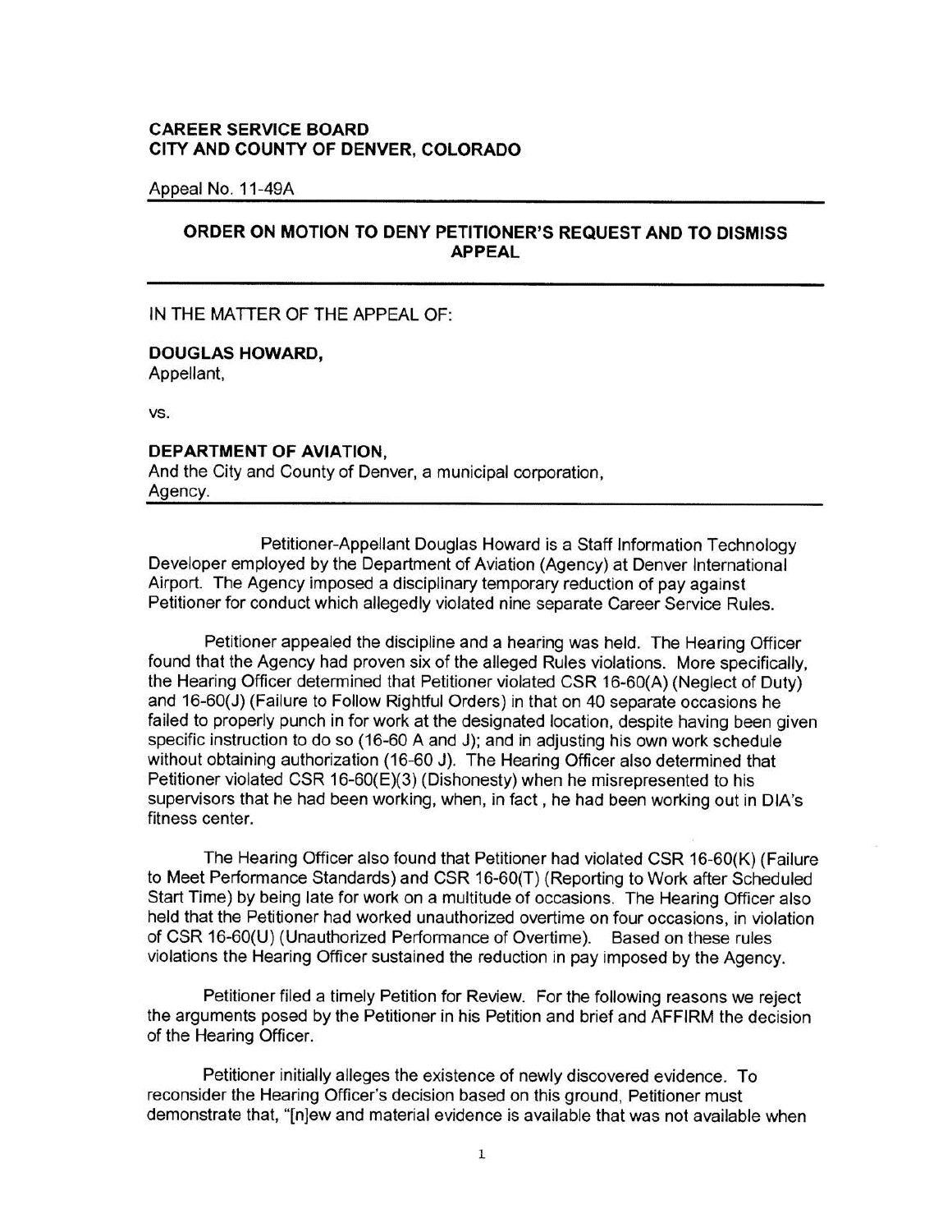**CAREER SERVICE BOARD**
**CITY AND COUNTY OF DENVER, COLORADO**

Appeal No. 11-49A

---

## ORDER ON MOTION TO DENY PETITIONER'S REQUEST AND TO DISMISS APPEAL

---

IN THE MATTER OF THE APPEAL OF:

**DOUGLAS HOWARD,**
Appellant,

vs.

**DEPARTMENT OF AVIATION,**
And the City and County of Denver, a municipal corporation,
Agency.

---

Petitioner-Appellant Douglas Howard is a Staff Information Technology Developer employed by the Department of Aviation (Agency) at Denver International Airport. The Agency imposed a disciplinary temporary reduction of pay against Petitioner for conduct which allegedly violated nine separate Career Service Rules.

Petitioner appealed the discipline and a hearing was held. The Hearing Officer found that the Agency had proven six of the alleged Rules violations. More specifically, the Hearing Officer determined that Petitioner violated CSR 16-60(A) (Neglect of Duty) and 16-60(J) (Failure to Follow Rightful Orders) in that on 40 separate occasions he failed to properly punch in for work at the designated location, despite having been given specific instruction to do so (16-60 A and J); and in adjusting his own work schedule without obtaining authorization (16-60 J). The Hearing Officer also determined that Petitioner violated CSR 16-60(E)(3) (Dishonesty) when he misrepresented to his supervisors that he had been working, when, in fact , he had been working out in DIA's fitness center.

The Hearing Officer also found that Petitioner had violated CSR 16-60(K) (Failure to Meet Performance Standards) and CSR 16-60(T) (Reporting to Work after Scheduled Start Time) by being late for work on a multitude of occasions. The Hearing Officer also held that the Petitioner had worked unauthorized overtime on four occasions, in violation of CSR 16-60(U) (Unauthorized Performance of Overtime). Based on these rules violations the Hearing Officer sustained the reduction in pay imposed by the Agency.

Petitioner filed a timely Petition for Review. For the following reasons we reject the arguments posed by the Petitioner in his Petition and brief and AFFIRM the decision of the Hearing Officer.

Petitioner initially alleges the existence of newly discovered evidence. To reconsider the Hearing Officer's decision based on this ground, Petitioner must demonstrate that, "[n]ew and material evidence is available that was not available when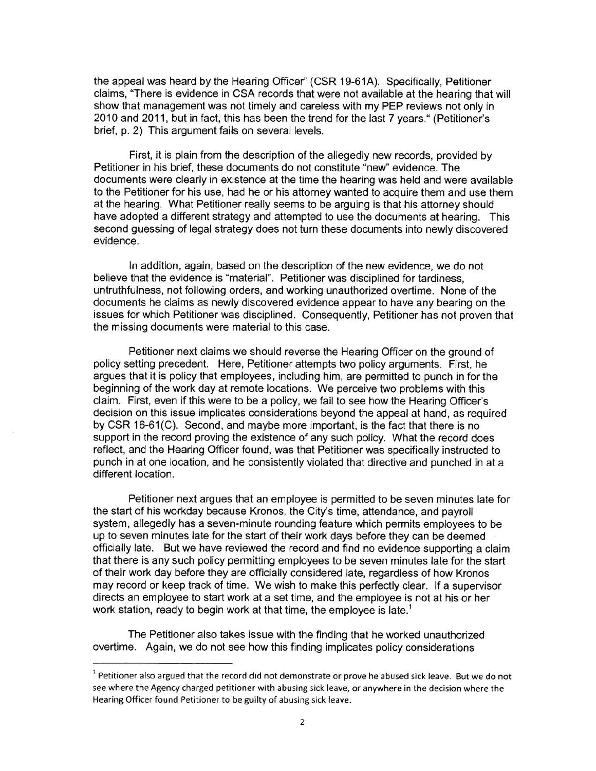the appeal was heard by the Hearing Officer" (CSR 19-61A). Specifically, Petitioner claims, "There is evidence in CSA records that were not available at the hearing that will show that management was not timely and careless with my PEP reviews not only in 2010 and 2011, but in fact, this has been the trend for the last 7 years." (Petitioner's brief, p. 2) This argument fails on several levels.

First, it is plain from the description of the allegedly new records, provided by Petitioner in his brief, these documents do not constitute "new" evidence. The documents were clearly in existence at the time the hearing was held and were available to the Petitioner for his use, had he or his attorney wanted to acquire them and use them at the hearing. What Petitioner really seems to be arguing is that his attorney should have adopted a different strategy and attempted to use the documents at hearing. This second guessing of legal strategy does not turn these documents into newly discovered evidence.

In addition, again, based on the description of the new evidence, we do not believe that the evidence is "material". Petitioner was disciplined for tardiness, untruthfulness, not following orders, and working unauthorized overtime. None of the documents he claims as newly discovered evidence appear to have any bearing on the issues for which Petitioner was disciplined. Consequently, Petitioner has not proven that the missing documents were material to this case.

Petitioner next claims we should reverse the Hearing Officer on the ground of policy setting precedent. Here, Petitioner attempts two policy arguments. First, he argues that it is policy that employees, including him, are permitted to punch in for the beginning of the work day at remote locations. We perceive two problems with this claim. First, even if this were to be a policy, we fail to see how the Hearing Officer's decision on this issue implicates considerations beyond the appeal at hand, as required by CSR 16-61(C). Second, and maybe more important, is the fact that there is no support in the record proving the existence of any such policy. What the record does reflect, and the Hearing Officer found, was that Petitioner was specifically instructed to punch in at one location, and he consistently violated that directive and punched in at a different location.

Petitioner next argues that an employee is permitted to be seven minutes late for the start of his workday because Kronos, the City's time, attendance, and payroll system, allegedly has a seven-minute rounding feature which permits employees to be up to seven minutes late for the start of their work days before they can be deemed officially late. But we have reviewed the record and find no evidence supporting a claim that there is any such policy permitting employees to be seven minutes late for the start of their work day before they are officially considered late, regardless of how Kronos may record or keep track of time. We wish to make this perfectly clear. If a supervisor directs an employee to start work at a set time, and the employee is not at his or her work station, ready to begin work at that time, the employee is late.[1]

The Petitioner also takes issue with the finding that he worked unauthorized overtime. Again, we do not see how this finding implicates policy considerations

---

[1] Petitioner also argued that the record did not demonstrate or prove he abused sick leave. But we do not see where the Agency charged petitioner with abusing sick leave, or anywhere in the decision where the Hearing Officer found Petitioner to be guilty of abusing sick leave.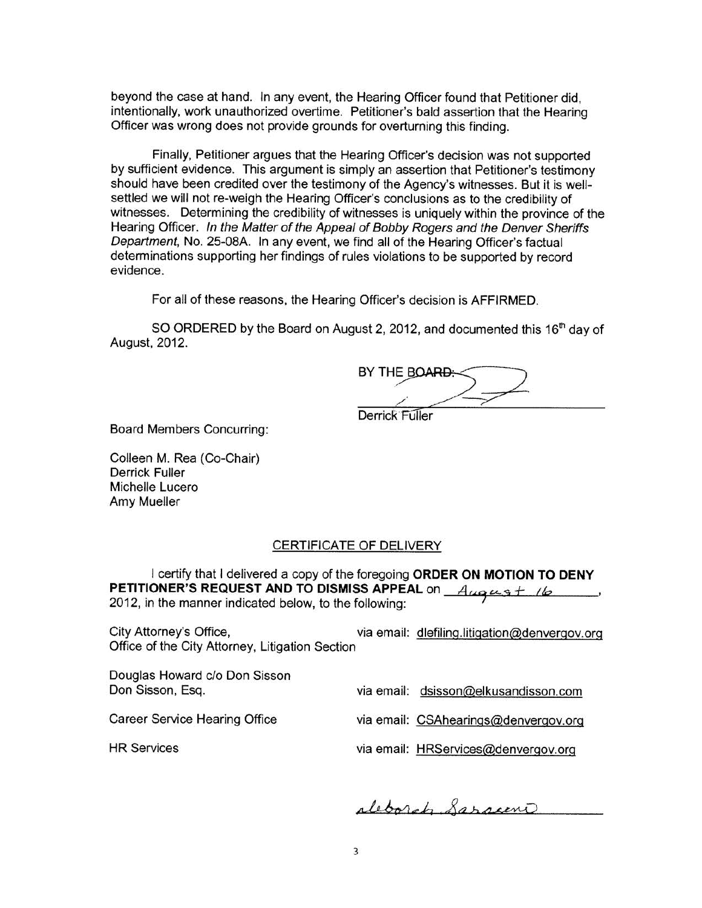beyond the case at hand. In any event, the Hearing Officer found that Petitioner did, intentionally, work unauthorized overtime. Petitioner's bald assertion that the Hearing Officer was wrong does not provide grounds for overturning this finding.

Finally, Petitioner argues that the Hearing Officer's decision was not supported by sufficient evidence. This argument is simply an assertion that Petitioner's testimony should have been credited over the testimony of the Agency's witnesses. But it is well-settled we will not re-weigh the Hearing Officer's conclusions as to the credibility of witnesses. Determining the credibility of witnesses is uniquely within the province of the Hearing Officer. *In the Matter of the Appeal of Bobby Rogers and the Denver Sheriffs Department*, No. 25-08A. In any event, we find all of the Hearing Officer's factual determinations supporting her findings of rules violations to be supported by record evidence.

For all of these reasons, the Hearing Officer's decision is AFFIRMED.

SO ORDERED by the Board on August 2, 2012, and documented this 16th day of August, 2012.

BY THE BOARD:

Derrick Fuller

Board Members Concurring:

Colleen M. Rea (Co-Chair)
Derrick Fuller
Michelle Lucero
Amy Mueller

## CERTIFICATE OF DELIVERY

I certify that I delivered a copy of the foregoing **ORDER ON MOTION TO DENY PETITIONER'S REQUEST AND TO DISMISS APPEAL** on August 16, 2012, in the manner indicated below, to the following:

City Attorney's Office, Office of the City Attorney, Litigation Section — via email: dlefiling.litigation@denvergov.org

Douglas Howard c/o Don Sisson
Don Sisson, Esq. — via email: dsisson@elkusandisson.com

Career Service Hearing Office — via email: CSAhearings@denvergov.org

HR Services — via email: HRServices@denvergov.org

Deborah Saraceno